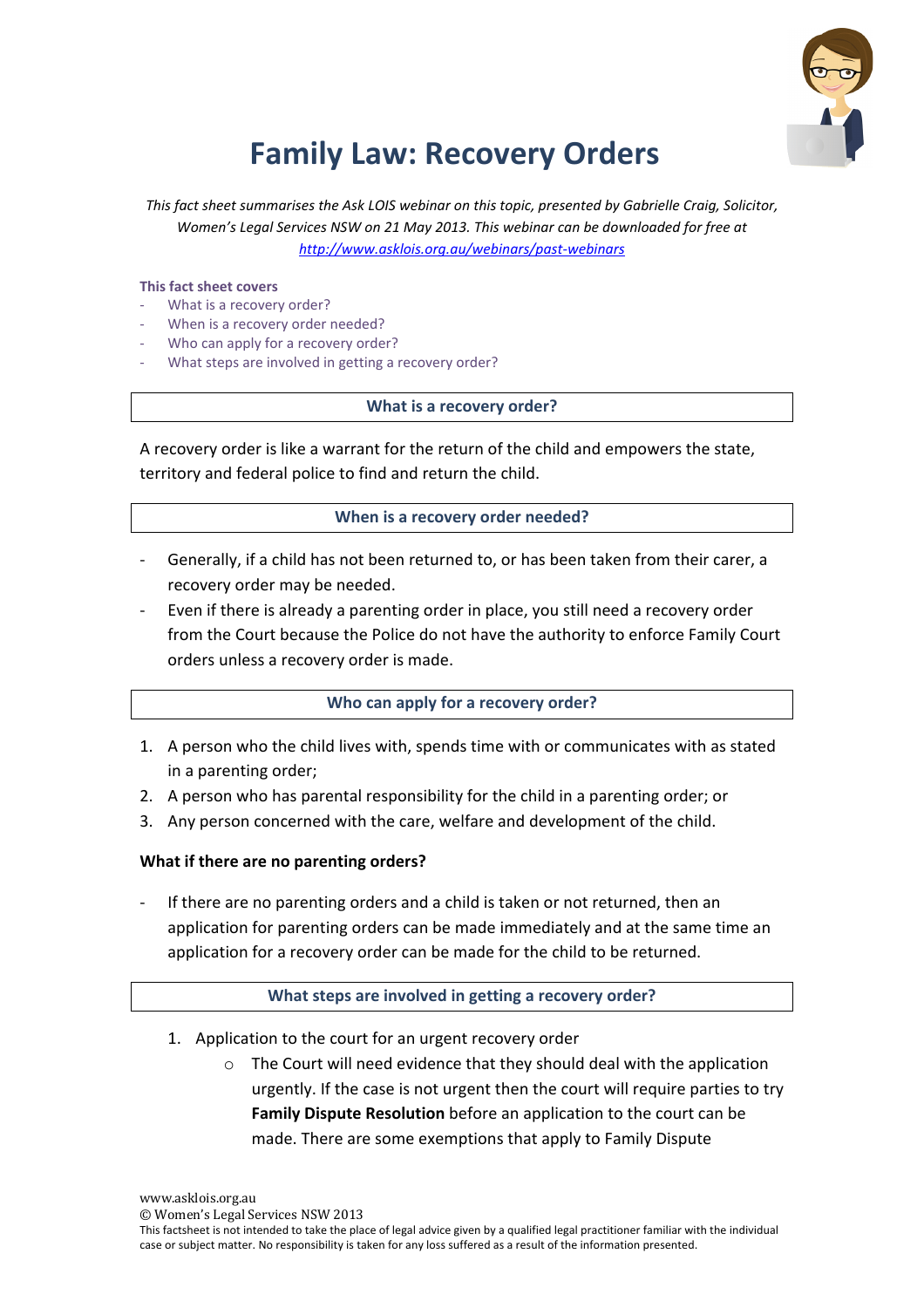# Family Law: Recovery Orders

*This fact sheet summarises the Ask LOIS webinar on this topic, presented by Gabrielle Craig, Solicitor, Women's Legal Services NSW on 21 May 2013. This webinar can be downloaded for free at [http://www.asklois.org.au/webinars/past-webinars](http://www.asklois.org.au/webinars/past-webinars)*

**This fact sheet covers**

- What is a recovery order?
- When is a recovery order needed?
- Who can apply for a recovery order?
- What steps are involved in getting a recovery order?

## What is a recovery order?

A recovery order is like a warrant for the return of the child and empowers the state, territory and federal police to find and return the child.

## When is a recovery order needed?

- Generally, if a child has not been returned to, or has been taken from their carer, a recovery order may be needed.
- Even if there is already a parenting order in place, you still need a recovery order from the Court because the Police do not have the authority to enforce Family Court orders unless a recovery order is made.

## Who can apply for a recovery order?

1. A person who the child lives with, spends time with or communicates with as stated in a parenting order;
2. A person who has parental responsibility for the child in a parenting order; or
3. Any person concerned with the care, welfare and development of the child.

### What if there are no parenting orders?

- If there are no parenting orders and a child is taken or not returned, then an application for parenting orders can be made immediately and at the same time an application for a recovery order can be made for the child to be returned.

## What steps are involved in getting a recovery order?

1. Application to the court for an urgent recovery order
   - The Court will need evidence that they should deal with the application urgently. If the case is not urgent then the court will require parties to try **Family Dispute Resolution** before an application to the court can be made. There are some exemptions that apply to Family Dispute

www.asklois.org.au
© Women's Legal Services NSW 2013
This factsheet is not intended to take the place of legal advice given by a qualified legal practitioner familiar with the individual case or subject matter. No responsibility is taken for any loss suffered as a result of the information presented.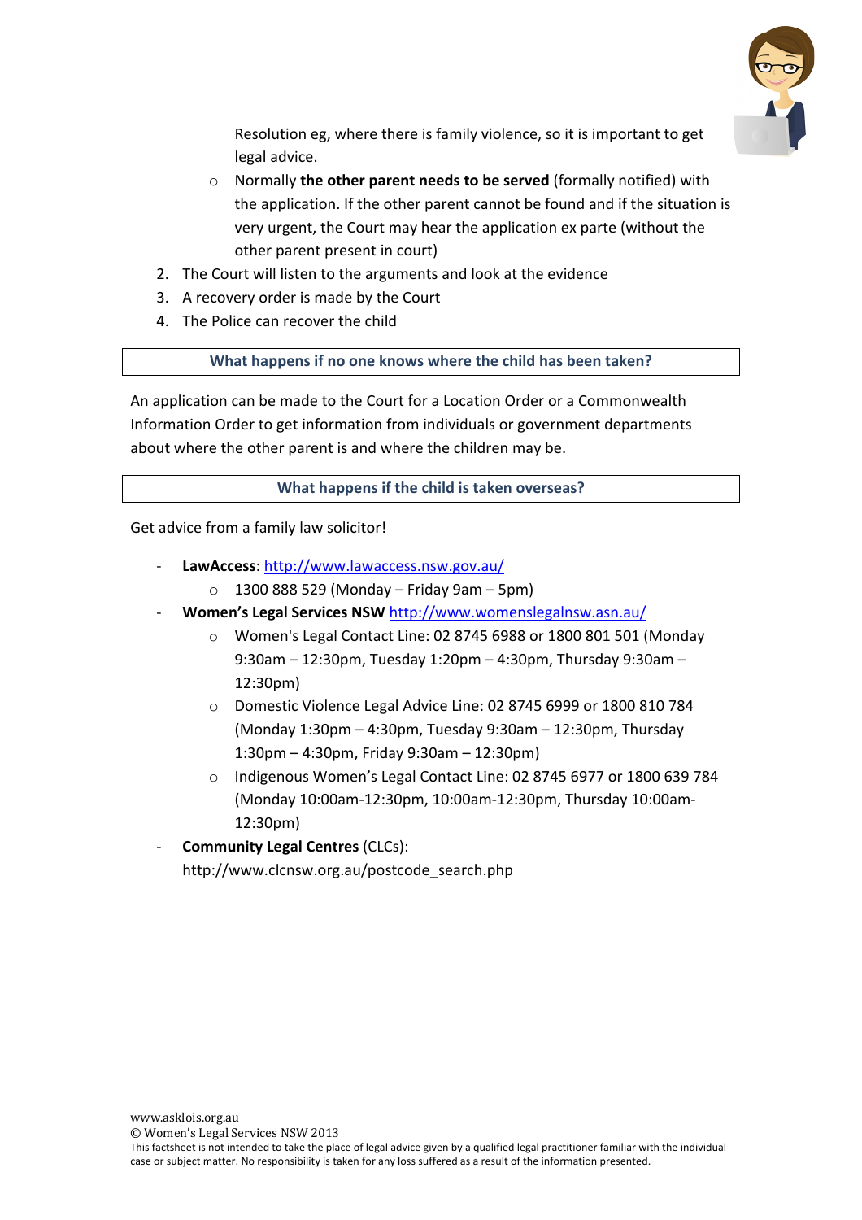Resolution eg, where there is family violence, so it is important to get legal advice.
    - Normally **the other parent needs to be served** (formally notified) with the application. If the other parent cannot be found and if the situation is very urgent, the Court may hear the application ex parte (without the other parent present in court)
2. The Court will listen to the arguments and look at the evidence
3. A recovery order is made by the Court
4. The Police can recover the child

### What happens if no one knows where the child has been taken?

An application can be made to the Court for a Location Order or a Commonwealth Information Order to get information from individuals or government departments about where the other parent is and where the children may be.

### What happens if the child is taken overseas?

Get advice from a family law solicitor!

- **LawAccess**: http://www.lawaccess.nsw.gov.au/
    - 1300 888 529 (Monday – Friday 9am – 5pm)
- **Women's Legal Services NSW** http://www.womenslegalnsw.asn.au/
    - Women's Legal Contact Line: 02 8745 6988 or 1800 801 501 (Monday 9:30am – 12:30pm, Tuesday 1:20pm – 4:30pm, Thursday 9:30am – 12:30pm)
    - Domestic Violence Legal Advice Line: 02 8745 6999 or 1800 810 784 (Monday 1:30pm – 4:30pm, Tuesday 9:30am – 12:30pm, Thursday 1:30pm – 4:30pm, Friday 9:30am – 12:30pm)
    - Indigenous Women's Legal Contact Line: 02 8745 6977 or 1800 639 784 (Monday 10:00am-12:30pm, 10:00am-12:30pm, Thursday 10:00am-12:30pm)
- **Community Legal Centres** (CLCs): http://www.clcnsw.org.au/postcode_search.php

www.asklois.org.au
© Women's Legal Services NSW 2013
This factsheet is not intended to take the place of legal advice given by a qualified legal practitioner familiar with the individual case or subject matter. No responsibility is taken for any loss suffered as a result of the information presented.